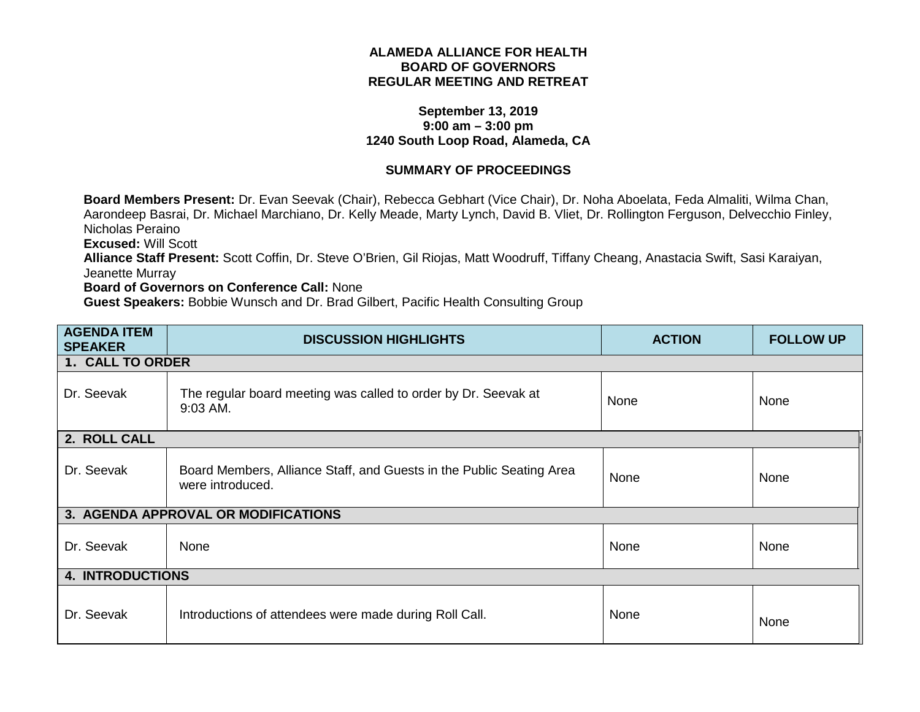**ALAMEDA ALLIANCE FOR HEALTH**
**BOARD OF GOVERNORS**
**REGULAR MEETING AND RETREAT**

**September 13, 2019**
**9:00 am – 3:00 pm**
**1240 South Loop Road, Alameda, CA**

**SUMMARY OF PROCEEDINGS**

**Board Members Present:** Dr. Evan Seevak (Chair), Rebecca Gebhart (Vice Chair), Dr. Noha Aboelata, Feda Almaliti, Wilma Chan, Aarondeep Basrai, Dr. Michael Marchiano, Dr. Kelly Meade, Marty Lynch, David B. Vliet, Dr. Rollington Ferguson, Delvecchio Finley, Nicholas Peraino
**Excused:** Will Scott
**Alliance Staff Present:** Scott Coffin, Dr. Steve O'Brien, Gil Riojas, Matt Woodruff, Tiffany Cheang, Anastacia Swift, Sasi Karaiyan, Jeanette Murray
**Board of Governors on Conference Call:** None
**Guest Speakers:** Bobbie Wunsch and Dr. Brad Gilbert, Pacific Health Consulting Group

| AGENDA ITEM SPEAKER | DISCUSSION HIGHLIGHTS | ACTION | FOLLOW UP |
|---|---|---|---|
| **1. CALL TO ORDER** | | | |
| Dr. Seevak | The regular board meeting was called to order by Dr. Seevak at 9:03 AM. | None | None |
| **2. ROLL CALL** | | | |
| Dr. Seevak | Board Members, Alliance Staff, and Guests in the Public Seating Area were introduced. | None | None |
| **3. AGENDA APPROVAL OR MODIFICATIONS** | | | |
| Dr. Seevak | None | None | None |
| **4. INTRODUCTIONS** | | | |
| Dr. Seevak | Introductions of attendees were made during Roll Call. | None | None |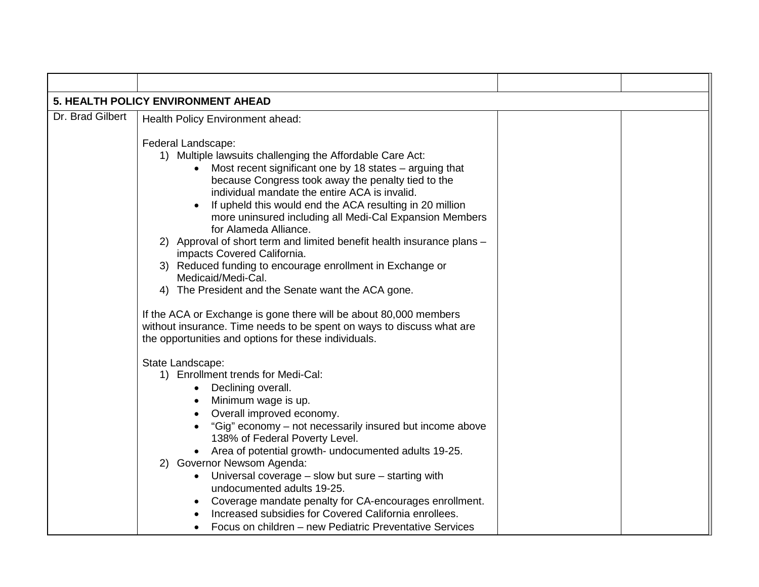| | | | |
|---|---|---|---|
| **5. HEALTH POLICY ENVIRONMENT AHEAD** | | | |
| Dr. Brad Gilbert | Health Policy Environment ahead:<br><br>Federal Landscape:<br>1) Multiple lawsuits challenging the Affordable Care Act:<br>• Most recent significant one by 18 states – arguing that because Congress took away the penalty tied to the individual mandate the entire ACA is invalid.<br>• If upheld this would end the ACA resulting in 20 million more uninsured including all Medi-Cal Expansion Members for Alameda Alliance.<br>2) Approval of short term and limited benefit health insurance plans – impacts Covered California.<br>3) Reduced funding to encourage enrollment in Exchange or Medicaid/Medi-Cal.<br>4) The President and the Senate want the ACA gone.<br><br>If the ACA or Exchange is gone there will be about 80,000 members without insurance. Time needs to be spent on ways to discuss what are the opportunities and options for these individuals.<br><br>State Landscape:<br>1) Enrollment trends for Medi-Cal:<br>• Declining overall.<br>• Minimum wage is up.<br>• Overall improved economy.<br>• "Gig" economy – not necessarily insured but income above 138% of Federal Poverty Level.<br>• Area of potential growth- undocumented adults 19-25.<br>2) Governor Newsom Agenda:<br>• Universal coverage – slow but sure – starting with undocumented adults 19-25.<br>• Coverage mandate penalty for CA-encourages enrollment.<br>• Increased subsidies for Covered California enrollees.<br>• Focus on children – new Pediatric Preventative Services | | |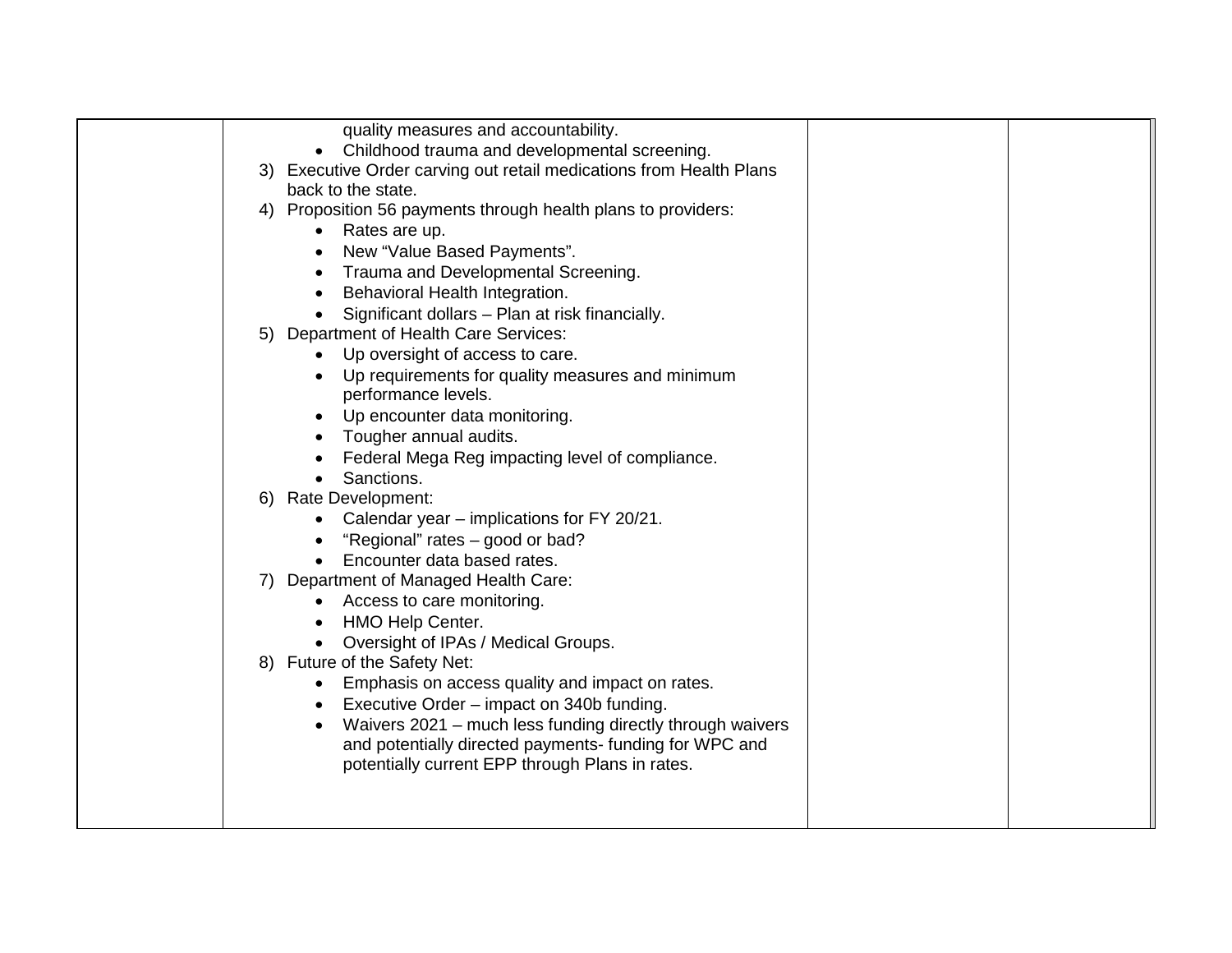| | | | |
|---|---|---|---|
| | quality measures and accountability.<br>• Childhood trauma and developmental screening.<br>3) Executive Order carving out retail medications from Health Plans back to the state.<br>4) Proposition 56 payments through health plans to providers:<br>• Rates are up.<br>• New "Value Based Payments".<br>• Trauma and Developmental Screening.<br>• Behavioral Health Integration.<br>• Significant dollars – Plan at risk financially.<br>5) Department of Health Care Services:<br>• Up oversight of access to care.<br>• Up requirements for quality measures and minimum performance levels.<br>• Up encounter data monitoring.<br>• Tougher annual audits.<br>• Federal Mega Reg impacting level of compliance.<br>• Sanctions.<br>6) Rate Development:<br>• Calendar year – implications for FY 20/21.<br>• "Regional" rates – good or bad?<br>• Encounter data based rates.<br>7) Department of Managed Health Care:<br>• Access to care monitoring.<br>• HMO Help Center.<br>• Oversight of IPAs / Medical Groups.<br>8) Future of the Safety Net:<br>• Emphasis on access quality and impact on rates.<br>• Executive Order – impact on 340b funding.<br>• Waivers 2021 – much less funding directly through waivers and potentially directed payments- funding for WPC and potentially current EPP through Plans in rates. | | |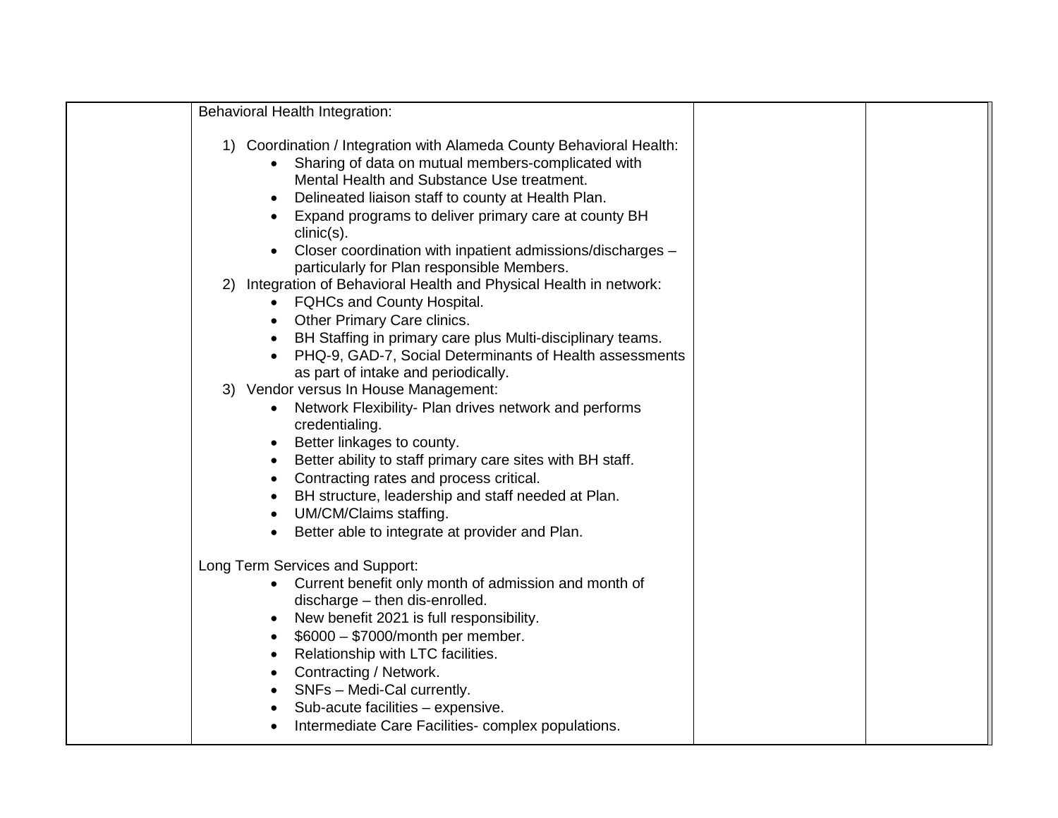| | Behavioral Health Integration:<br><br>1) Coordination / Integration with Alameda County Behavioral Health:<br>• Sharing of data on mutual members-complicated with Mental Health and Substance Use treatment.<br>• Delineated liaison staff to county at Health Plan.<br>• Expand programs to deliver primary care at county BH clinic(s).<br>• Closer coordination with inpatient admissions/discharges – particularly for Plan responsible Members.<br>2) Integration of Behavioral Health and Physical Health in network:<br>• FQHCs and County Hospital.<br>• Other Primary Care clinics.<br>• BH Staffing in primary care plus Multi-disciplinary teams.<br>• PHQ-9, GAD-7, Social Determinants of Health assessments as part of intake and periodically.<br>3) Vendor versus In House Management:<br>• Network Flexibility- Plan drives network and performs credentialing.<br>• Better linkages to county.<br>• Better ability to staff primary care sites with BH staff.<br>• Contracting rates and process critical.<br>• BH structure, leadership and staff needed at Plan.<br>• UM/CM/Claims staffing.<br>• Better able to integrate at provider and Plan.<br><br>Long Term Services and Support:<br>• Current benefit only month of admission and month of discharge – then dis-enrolled.<br>• New benefit 2021 is full responsibility.<br>• $6000 – $7000/month per member.<br>• Relationship with LTC facilities.<br>• Contracting / Network.<br>• SNFs – Medi-Cal currently.<br>• Sub-acute facilities – expensive.<br>• Intermediate Care Facilities- complex populations. | | |
|---|---|---|---|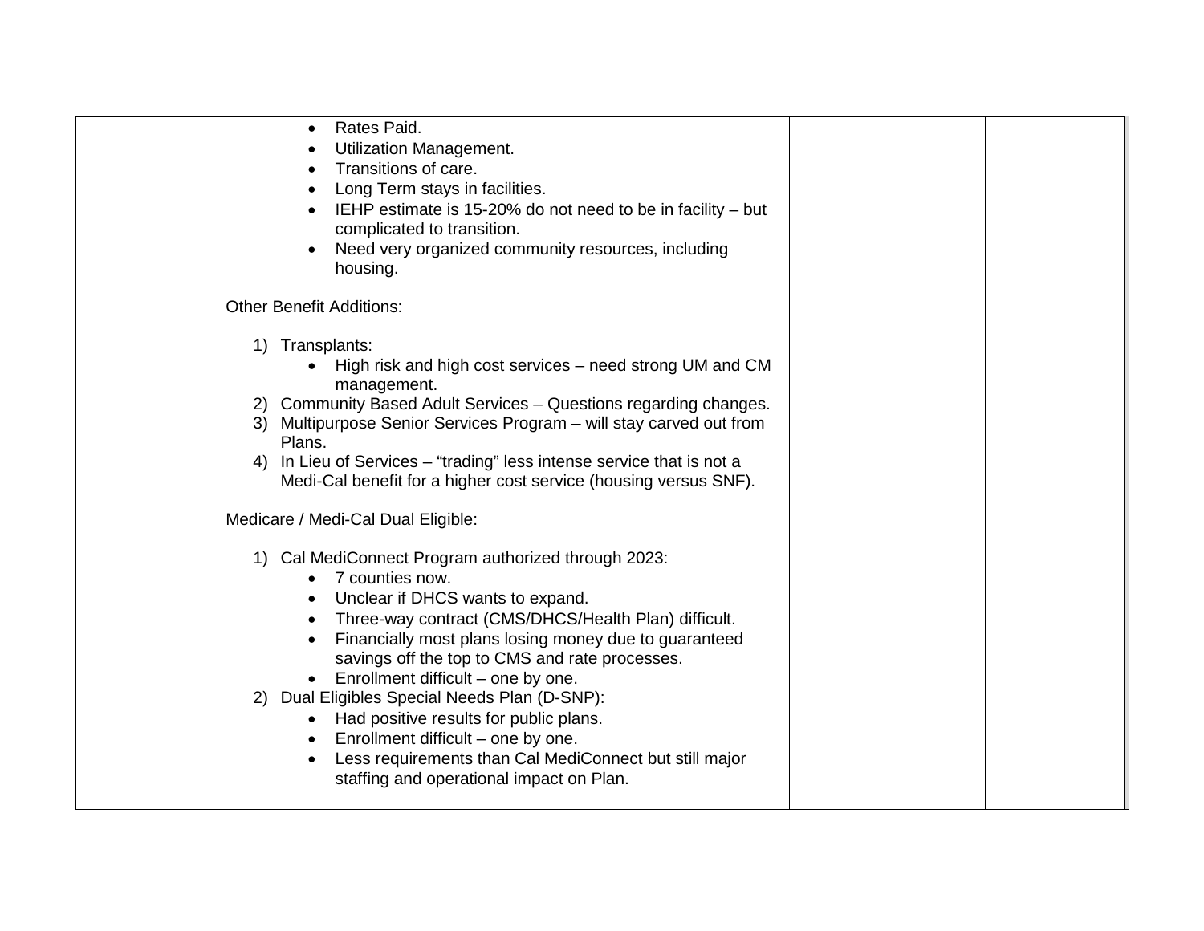| | | | |
|---|---|---|---|
| | • Rates Paid.<br>• Utilization Management.<br>• Transitions of care.<br>• Long Term stays in facilities.<br>• IEHP estimate is 15-20% do not need to be in facility – but complicated to transition.<br>• Need very organized community resources, including housing.<br><br>Other Benefit Additions:<br><br>1) Transplants:<br>  • High risk and high cost services – need strong UM and CM management.<br>2) Community Based Adult Services – Questions regarding changes.<br>3) Multipurpose Senior Services Program – will stay carved out from Plans.<br>4) In Lieu of Services – “trading” less intense service that is not a Medi-Cal benefit for a higher cost service (housing versus SNF).<br><br>Medicare / Medi-Cal Dual Eligible:<br><br>1) Cal MediConnect Program authorized through 2023:<br>  • 7 counties now.<br>  • Unclear if DHCS wants to expand.<br>  • Three-way contract (CMS/DHCS/Health Plan) difficult.<br>  • Financially most plans losing money due to guaranteed savings off the top to CMS and rate processes.<br>  • Enrollment difficult – one by one.<br>2) Dual Eligibles Special Needs Plan (D-SNP):<br>  • Had positive results for public plans.<br>  • Enrollment difficult – one by one.<br>  • Less requirements than Cal MediConnect but still major staffing and operational impact on Plan. | | |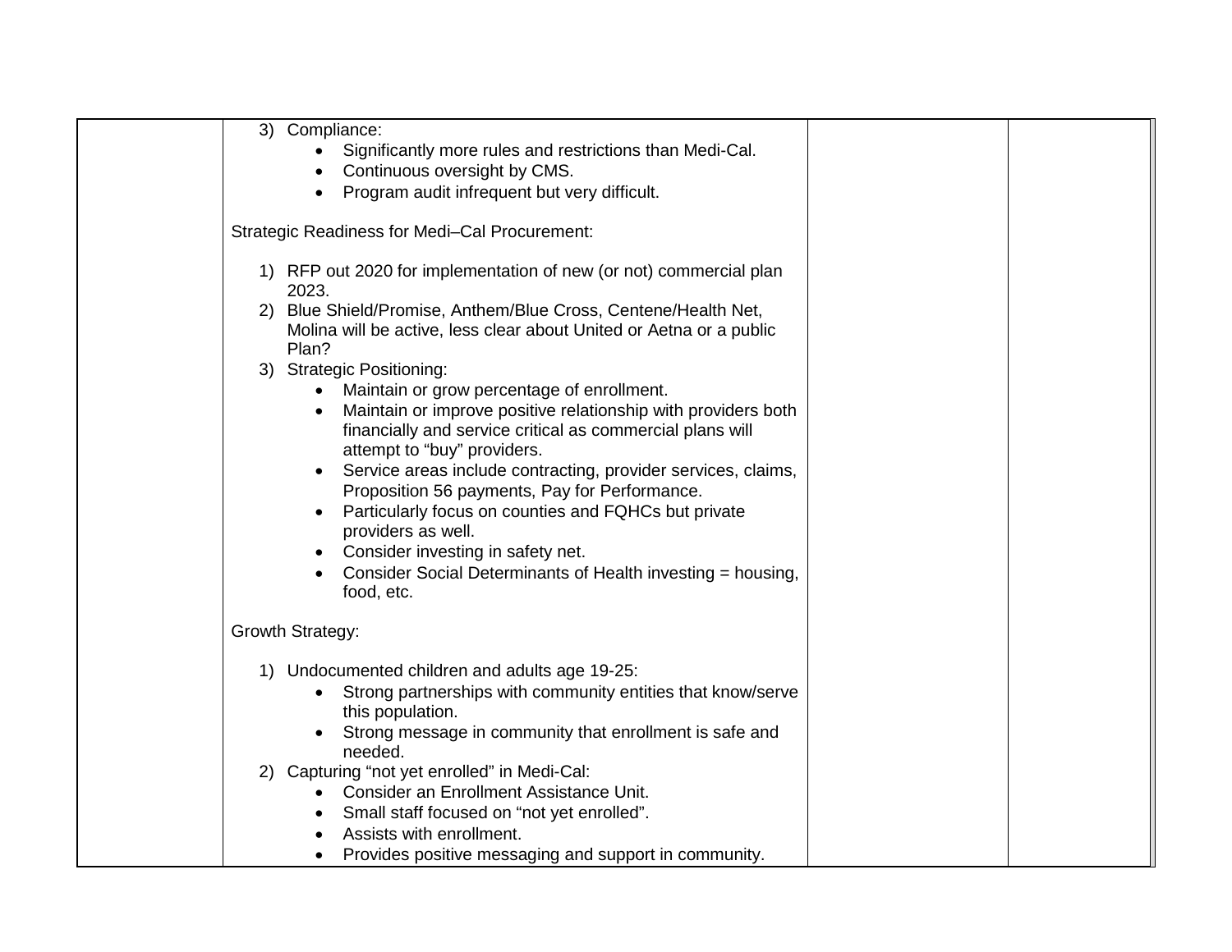| | | | |
|---|---|---|---|
| | 3) Compliance:<br>• Significantly more rules and restrictions than Medi-Cal.<br>• Continuous oversight by CMS.<br>• Program audit infrequent but very difficult.<br><br>Strategic Readiness for Medi–Cal Procurement:<br><br>1) RFP out 2020 for implementation of new (or not) commercial plan 2023.<br>2) Blue Shield/Promise, Anthem/Blue Cross, Centene/Health Net, Molina will be active, less clear about United or Aetna or a public Plan?<br>3) Strategic Positioning:<br>• Maintain or grow percentage of enrollment.<br>• Maintain or improve positive relationship with providers both financially and service critical as commercial plans will attempt to "buy" providers.<br>• Service areas include contracting, provider services, claims, Proposition 56 payments, Pay for Performance.<br>• Particularly focus on counties and FQHCs but private providers as well.<br>• Consider investing in safety net.<br>• Consider Social Determinants of Health investing = housing, food, etc.<br><br>Growth Strategy:<br><br>1) Undocumented children and adults age 19-25:<br>• Strong partnerships with community entities that know/serve this population.<br>• Strong message in community that enrollment is safe and needed.<br>2) Capturing "not yet enrolled" in Medi-Cal:<br>• Consider an Enrollment Assistance Unit.<br>• Small staff focused on "not yet enrolled".<br>• Assists with enrollment.<br>• Provides positive messaging and support in community. | | |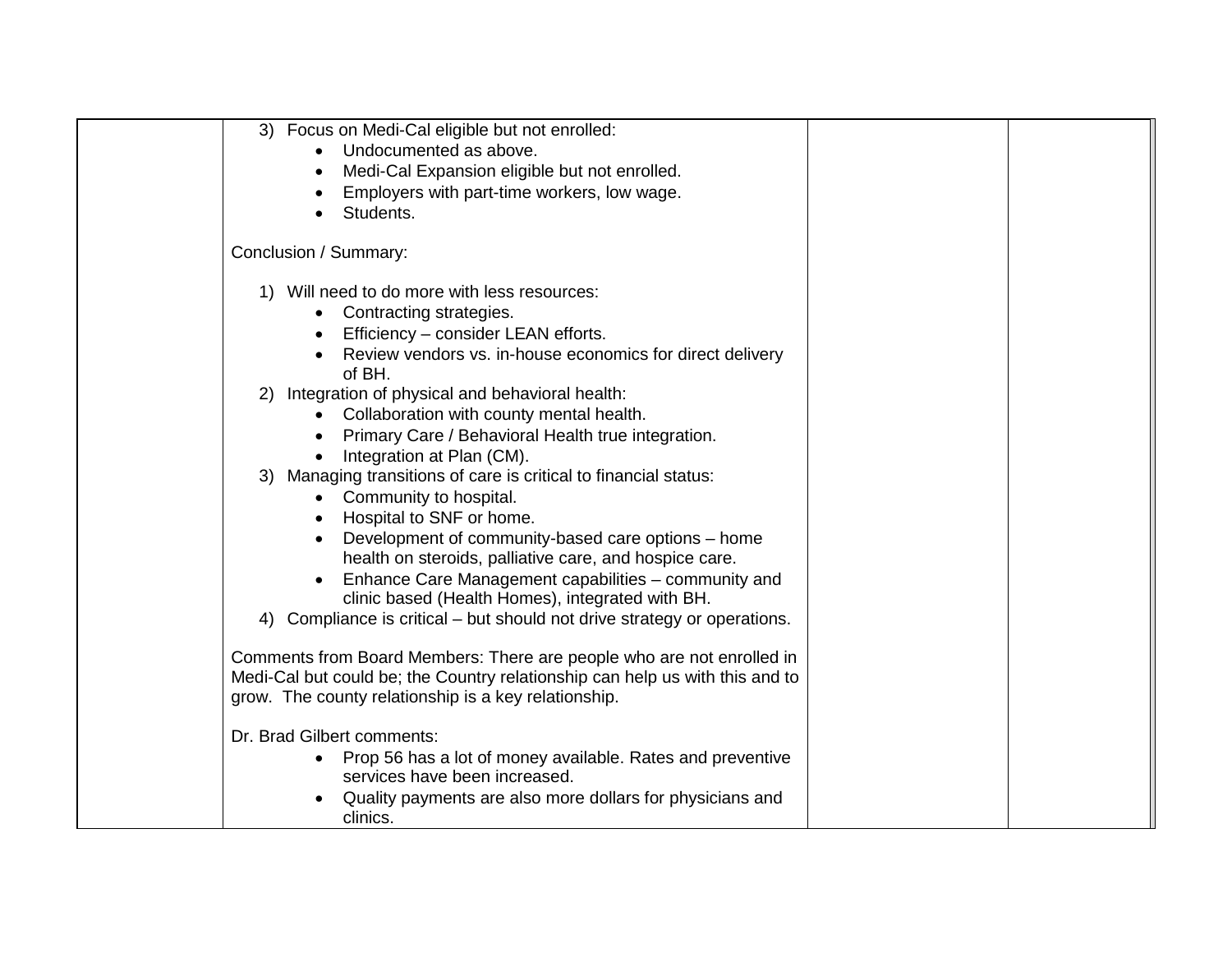| | | | |
|---|---|---|---|
| | 3) Focus on Medi-Cal eligible but not enrolled:<br>• Undocumented as above.<br>• Medi-Cal Expansion eligible but not enrolled.<br>• Employers with part-time workers, low wage.<br>• Students.<br><br>Conclusion / Summary:<br><br>1) Will need to do more with less resources:<br>• Contracting strategies.<br>• Efficiency – consider LEAN efforts.<br>• Review vendors vs. in-house economics for direct delivery of BH.<br>2) Integration of physical and behavioral health:<br>• Collaboration with county mental health.<br>• Primary Care / Behavioral Health true integration.<br>• Integration at Plan (CM).<br>3) Managing transitions of care is critical to financial status:<br>• Community to hospital.<br>• Hospital to SNF or home.<br>• Development of community-based care options – home health on steroids, palliative care, and hospice care.<br>• Enhance Care Management capabilities – community and clinic based (Health Homes), integrated with BH.<br>4) Compliance is critical – but should not drive strategy or operations.<br><br>Comments from Board Members: There are people who are not enrolled in Medi-Cal but could be; the Country relationship can help us with this and to grow. The county relationship is a key relationship.<br><br>Dr. Brad Gilbert comments:<br>• Prop 56 has a lot of money available. Rates and preventive services have been increased.<br>• Quality payments are also more dollars for physicians and clinics. | | |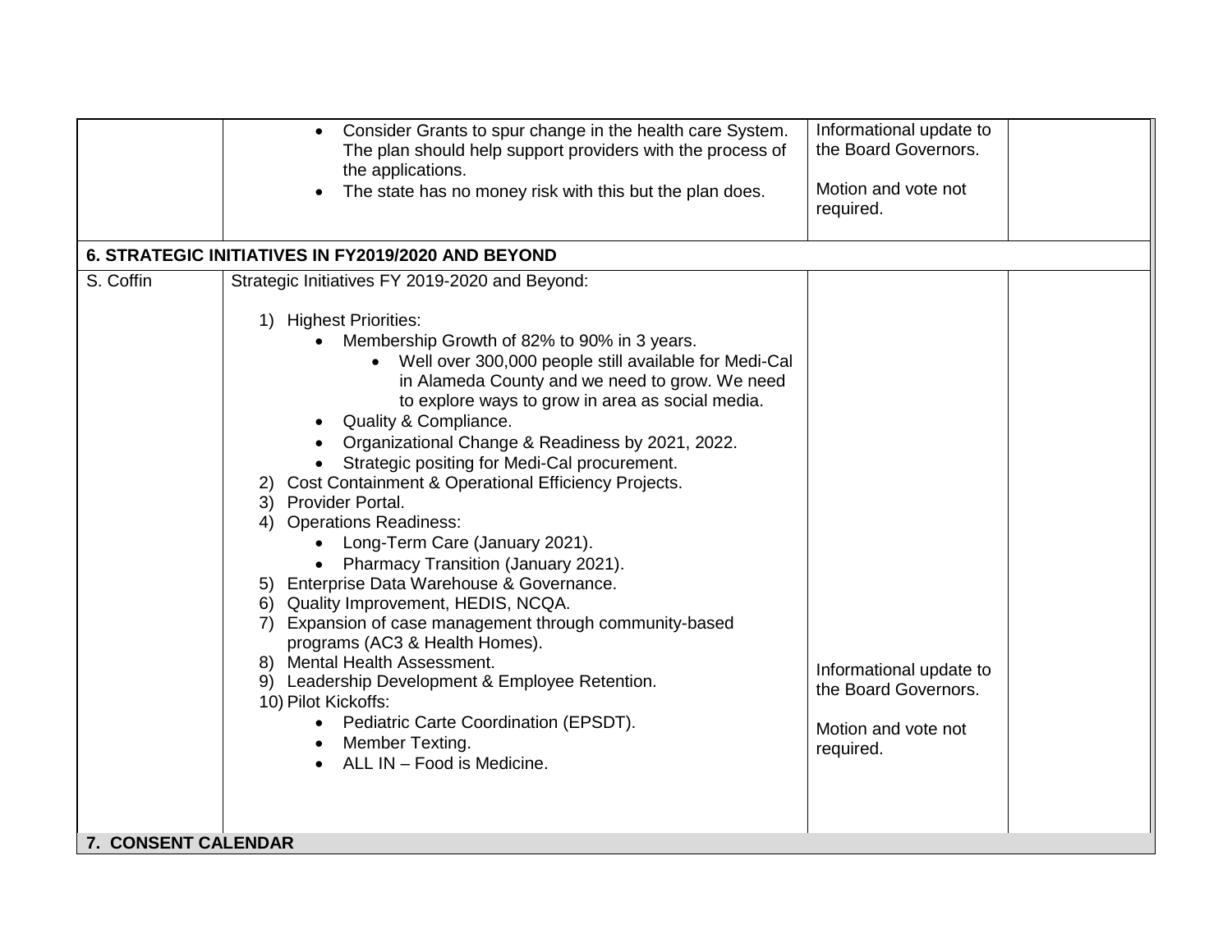| | | | |
|---|---|---|---|
| | • Consider Grants to spur change in the health care System. The plan should help support providers with the process of the applications.<br>• The state has no money risk with this but the plan does. | Informational update to the Board Governors.<br><br>Motion and vote not required. | |
| **6. STRATEGIC INITIATIVES IN FY2019/2020 AND BEYOND** | | | |
| S. Coffin | Strategic Initiatives FY 2019-2020 and Beyond:<br><br>1) Highest Priorities:<br>• Membership Growth of 82% to 90% in 3 years.<br>  • Well over 300,000 people still available for Medi-Cal in Alameda County and we need to grow. We need to explore ways to grow in area as social media.<br>• Quality & Compliance.<br>• Organizational Change & Readiness by 2021, 2022.<br>• Strategic positing for Medi-Cal procurement.<br>2) Cost Containment & Operational Efficiency Projects.<br>3) Provider Portal.<br>4) Operations Readiness:<br>• Long-Term Care (January 2021).<br>• Pharmacy Transition (January 2021).<br>5) Enterprise Data Warehouse & Governance.<br>6) Quality Improvement, HEDIS, NCQA.<br>7) Expansion of case management through community-based programs (AC3 & Health Homes).<br>8) Mental Health Assessment.<br>9) Leadership Development & Employee Retention.<br>10) Pilot Kickoffs:<br>• Pediatric Carte Coordination (EPSDT).<br>• Member Texting.<br>• ALL IN – Food is Medicine. | Informational update to the Board Governors.<br><br>Motion and vote not required. | |
| **7. CONSENT CALENDAR** | | | |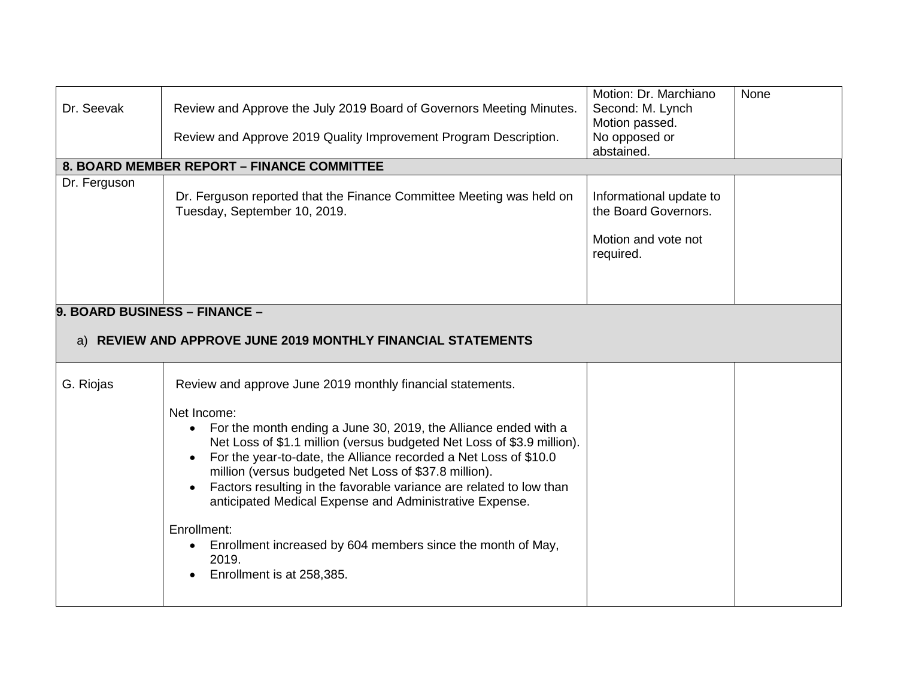| | | | |
|---|---|---|---|
| Dr. Seevak | Review and Approve the July 2019 Board of Governors Meeting Minutes.<br><br>Review and Approve 2019 Quality Improvement Program Description. | Motion: Dr. Marchiano<br>Second: M. Lynch<br>Motion passed.<br>No opposed or abstained. | None |
| **8. BOARD MEMBER REPORT – FINANCE COMMITTEE** | | | |
| Dr. Ferguson | Dr. Ferguson reported that the Finance Committee Meeting was held on Tuesday, September 10, 2019. | Informational update to the Board Governors.<br><br>Motion and vote not required. | |
| **9. BOARD BUSINESS – FINANCE –**<br><br>a) **REVIEW AND APPROVE JUNE 2019 MONTHLY FINANCIAL STATEMENTS** | | | |
| G. Riojas | Review and approve June 2019 monthly financial statements.<br><br>Net Income:<br>• For the month ending a June 30, 2019, the Alliance ended with a Net Loss of $1.1 million (versus budgeted Net Loss of $3.9 million).<br>• For the year-to-date, the Alliance recorded a Net Loss of $10.0 million (versus budgeted Net Loss of $37.8 million).<br>• Factors resulting in the favorable variance are related to low than anticipated Medical Expense and Administrative Expense.<br><br>Enrollment:<br>• Enrollment increased by 604 members since the month of May, 2019.<br>• Enrollment is at 258,385. | | |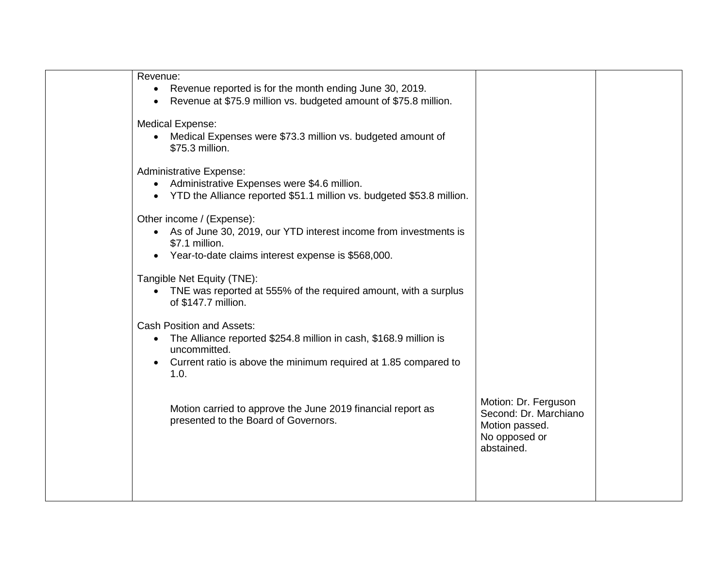| | Revenue:<br>• Revenue reported is for the month ending June 30, 2019.<br>• Revenue at $75.9 million vs. budgeted amount of $75.8 million.<br><br>Medical Expense:<br>• Medical Expenses were $73.3 million vs. budgeted amount of $75.3 million.<br><br>Administrative Expense:<br>• Administrative Expenses were $4.6 million.<br>• YTD the Alliance reported $51.1 million vs. budgeted $53.8 million.<br><br>Other income / (Expense):<br>• As of June 30, 2019, our YTD interest income from investments is $7.1 million.<br>• Year-to-date claims interest expense is $568,000.<br><br>Tangible Net Equity (TNE):<br>• TNE was reported at 555% of the required amount, with a surplus of $147.7 million.<br><br>Cash Position and Assets:<br>• The Alliance reported $254.8 million in cash, $168.9 million is uncommitted.<br>• Current ratio is above the minimum required at 1.85 compared to 1.0.<br><br>Motion carried to approve the June 2019 financial report as presented to the Board of Governors. | Motion: Dr. Ferguson<br>Second: Dr. Marchiano<br>Motion passed.<br>No opposed or abstained. | |
|---|---|---|---|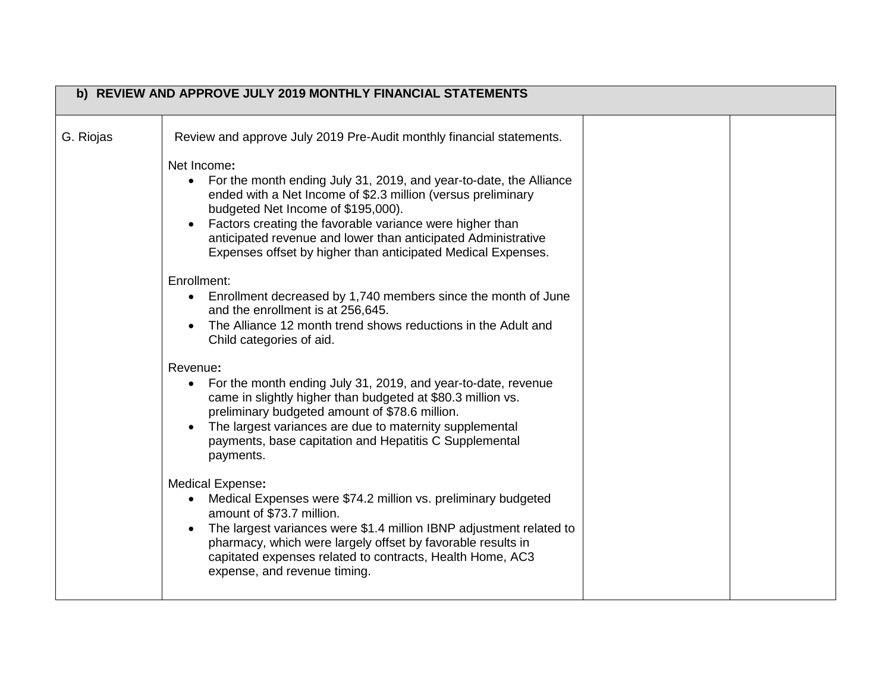| **b) REVIEW AND APPROVE JULY 2019 MONTHLY FINANCIAL STATEMENTS** | | | |
|---|---|---|---|
| G. Riojas | Review and approve July 2019 Pre-Audit monthly financial statements.<br><br>Net Income**:**<br>• For the month ending July 31, 2019, and year-to-date, the Alliance ended with a Net Income of $2.3 million (versus preliminary budgeted Net Income of $195,000).<br>• Factors creating the favorable variance were higher than anticipated revenue and lower than anticipated Administrative Expenses offset by higher than anticipated Medical Expenses.<br><br>Enrollment:<br>• Enrollment decreased by 1,740 members since the month of June and the enrollment is at 256,645.<br>• The Alliance 12 month trend shows reductions in the Adult and Child categories of aid.<br><br>Revenue**:**<br>• For the month ending July 31, 2019, and year-to-date, revenue came in slightly higher than budgeted at $80.3 million vs. preliminary budgeted amount of $78.6 million.<br>• The largest variances are due to maternity supplemental payments, base capitation and Hepatitis C Supplemental payments.<br><br>Medical Expense**:**<br>• Medical Expenses were $74.2 million vs. preliminary budgeted amount of $73.7 million.<br>• The largest variances were $1.4 million IBNP adjustment related to pharmacy, which were largely offset by favorable results in capitated expenses related to contracts, Health Home, AC3 expense, and revenue timing. | | |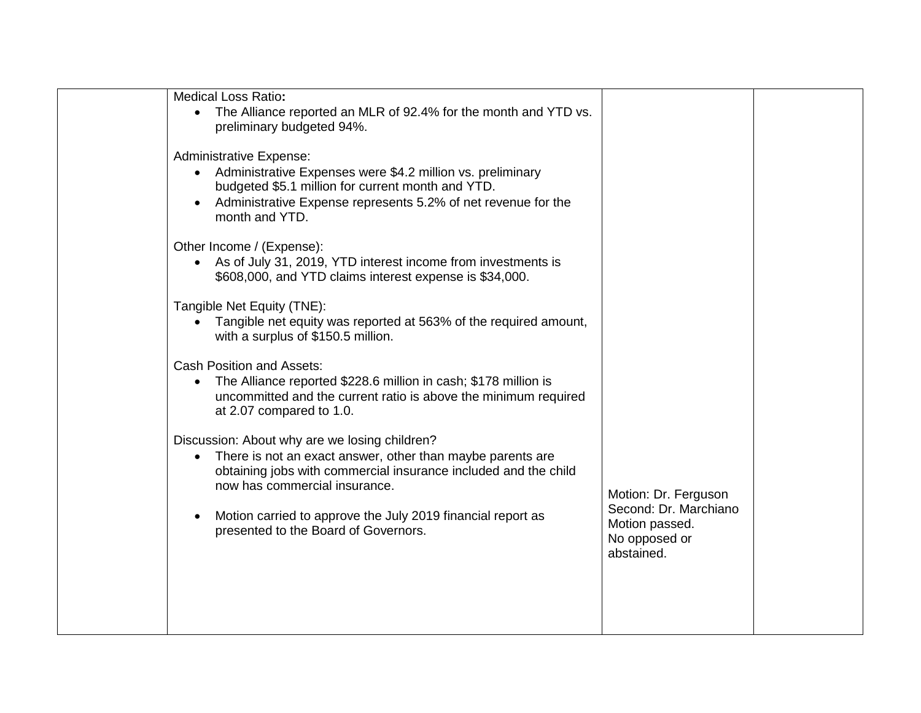| | | | |
|---|---|---|---|
| | Medical Loss Ratio**:**<br>• The Alliance reported an MLR of 92.4% for the month and YTD vs. preliminary budgeted 94%.<br><br>Administrative Expense:<br>• Administrative Expenses were $4.2 million vs. preliminary budgeted $5.1 million for current month and YTD.<br>• Administrative Expense represents 5.2% of net revenue for the month and YTD.<br><br>Other Income / (Expense):<br>• As of July 31, 2019, YTD interest income from investments is $608,000, and YTD claims interest expense is $34,000.<br><br>Tangible Net Equity (TNE):<br>• Tangible net equity was reported at 563% of the required amount, with a surplus of $150.5 million.<br><br>Cash Position and Assets:<br>• The Alliance reported $228.6 million in cash; $178 million is uncommitted and the current ratio is above the minimum required at 2.07 compared to 1.0.<br><br>Discussion: About why are we losing children?<br>• There is not an exact answer, other than maybe parents are obtaining jobs with commercial insurance included and the child now has commercial insurance.<br><br>• Motion carried to approve the July 2019 financial report as presented to the Board of Governors. | Motion: Dr. Ferguson<br>Second: Dr. Marchiano<br>Motion passed.<br>No opposed or abstained. | |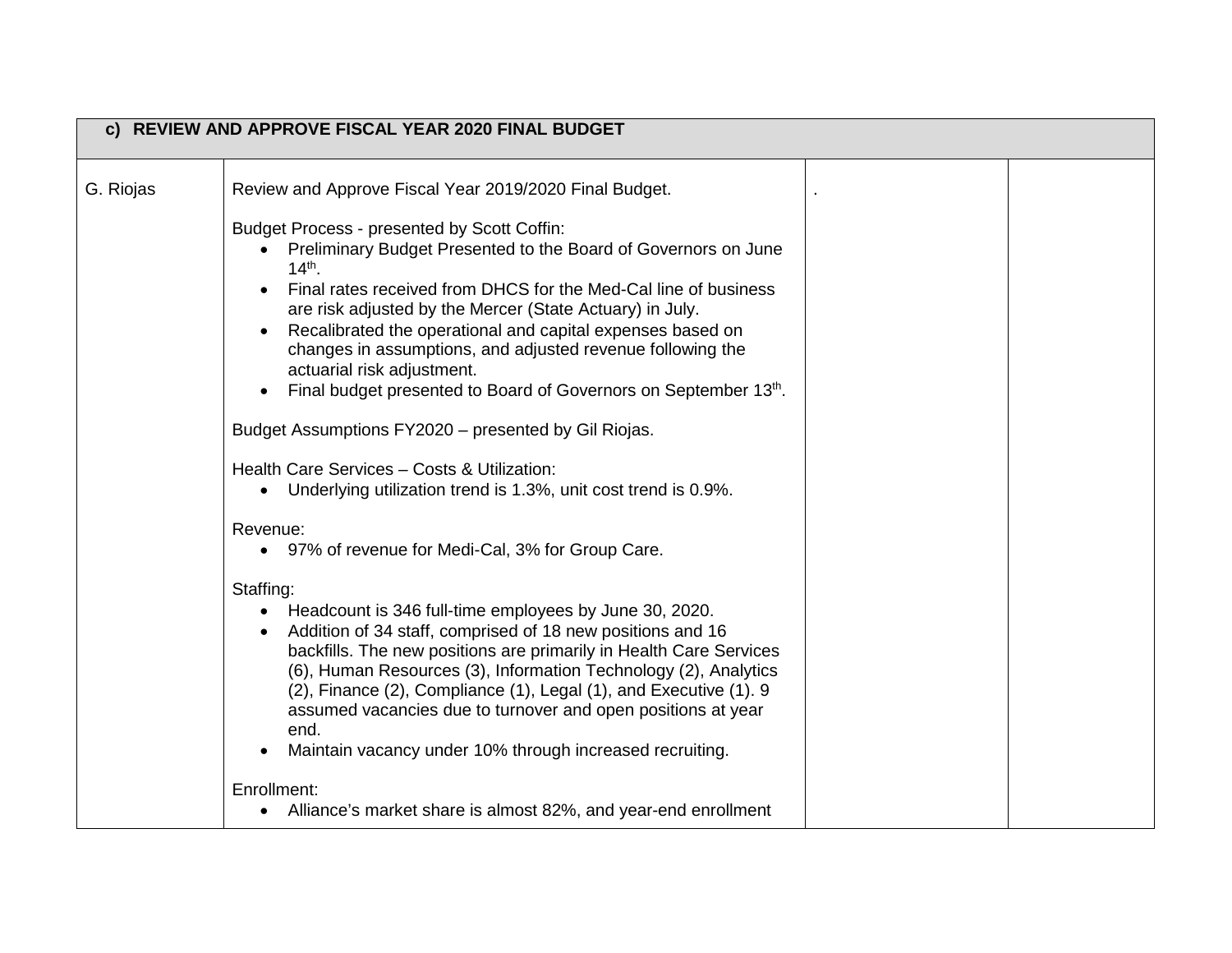| c) REVIEW AND APPROVE FISCAL YEAR 2020 FINAL BUDGET | | | |
|---|---|---|---|
| G. Riojas | Review and Approve Fiscal Year 2019/2020 Final Budget.<br><br>Budget Process - presented by Scott Coffin:<br>• Preliminary Budget Presented to the Board of Governors on June 14th.<br>• Final rates received from DHCS for the Med-Cal line of business are risk adjusted by the Mercer (State Actuary) in July.<br>• Recalibrated the operational and capital expenses based on changes in assumptions, and adjusted revenue following the actuarial risk adjustment.<br>• Final budget presented to Board of Governors on September 13th.<br><br>Budget Assumptions FY2020 – presented by Gil Riojas.<br><br>Health Care Services – Costs & Utilization:<br>• Underlying utilization trend is 1.3%, unit cost trend is 0.9%.<br><br>Revenue:<br>• 97% of revenue for Medi-Cal, 3% for Group Care.<br><br>Staffing:<br>• Headcount is 346 full-time employees by June 30, 2020.<br>• Addition of 34 staff, comprised of 18 new positions and 16 backfills. The new positions are primarily in Health Care Services (6), Human Resources (3), Information Technology (2), Analytics (2), Finance (2), Compliance (1), Legal (1), and Executive (1). 9 assumed vacancies due to turnover and open positions at year end.<br>• Maintain vacancy under 10% through increased recruiting.<br><br>Enrollment:<br>• Alliance's market share is almost 82%, and year-end enrollment | . | |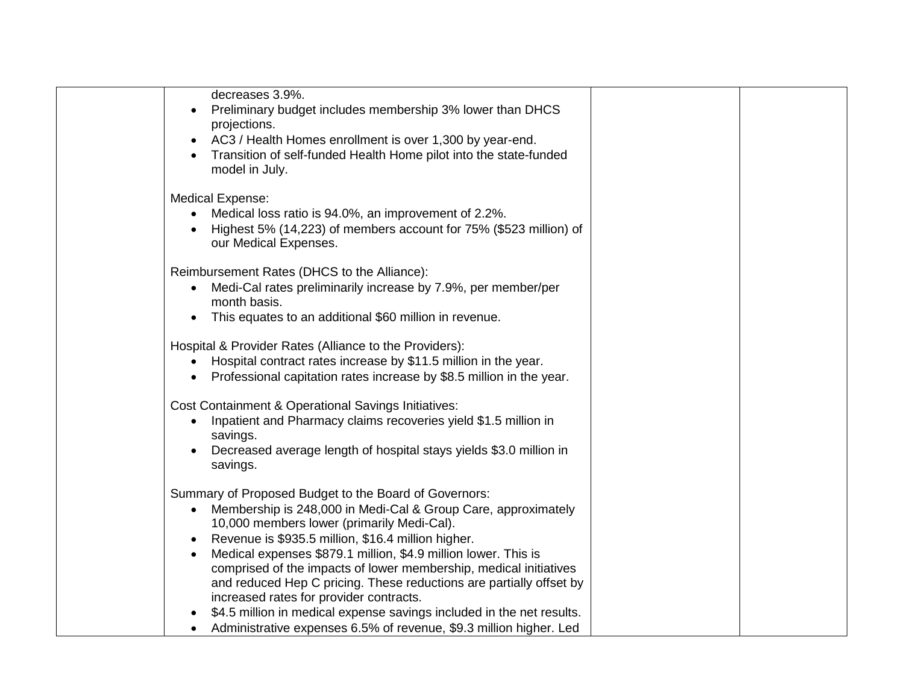| | decreases 3.9%.<br>• Preliminary budget includes membership 3% lower than DHCS projections.<br>• AC3 / Health Homes enrollment is over 1,300 by year-end.<br>• Transition of self-funded Health Home pilot into the state-funded model in July.<br><br>Medical Expense:<br>• Medical loss ratio is 94.0%, an improvement of 2.2%.<br>• Highest 5% (14,223) of members account for 75% ($523 million) of our Medical Expenses.<br><br>Reimbursement Rates (DHCS to the Alliance):<br>• Medi-Cal rates preliminarily increase by 7.9%, per member/per month basis.<br>• This equates to an additional $60 million in revenue.<br><br>Hospital & Provider Rates (Alliance to the Providers):<br>• Hospital contract rates increase by $11.5 million in the year.<br>• Professional capitation rates increase by $8.5 million in the year.<br><br>Cost Containment & Operational Savings Initiatives:<br>• Inpatient and Pharmacy claims recoveries yield $1.5 million in savings.<br>• Decreased average length of hospital stays yields $3.0 million in savings.<br><br>Summary of Proposed Budget to the Board of Governors:<br>• Membership is 248,000 in Medi-Cal & Group Care, approximately 10,000 members lower (primarily Medi-Cal).<br>• Revenue is $935.5 million, $16.4 million higher.<br>• Medical expenses $879.1 million, $4.9 million lower. This is comprised of the impacts of lower membership, medical initiatives and reduced Hep C pricing. These reductions are partially offset by increased rates for provider contracts.<br>• $4.5 million in medical expense savings included in the net results.<br>• Administrative expenses 6.5% of revenue, $9.3 million higher. Led | | |
|---|---|---|---|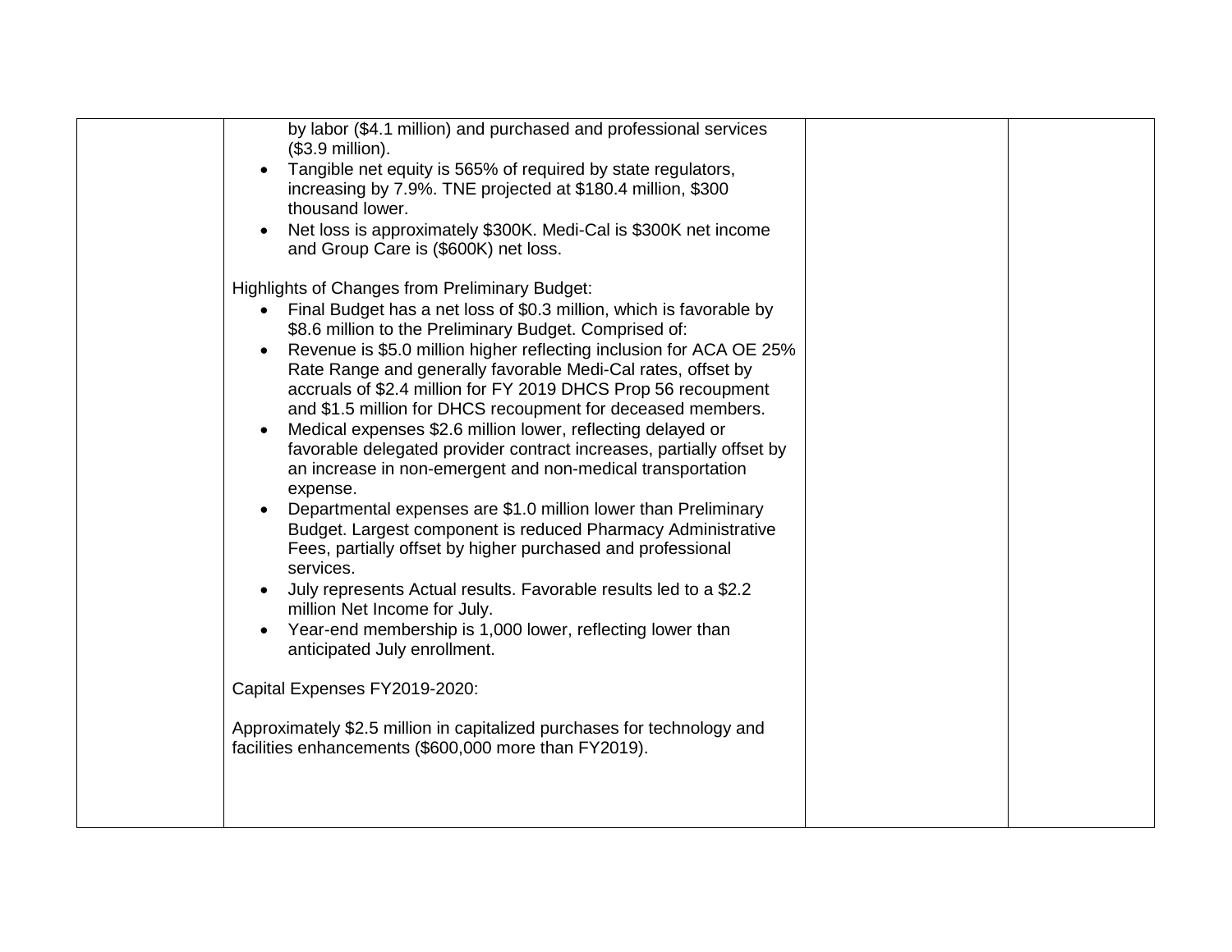|  |  |  |  |
|---|---|---|---|
|  | by labor ($4.1 million) and purchased and professional services ($3.9 million).<br>• Tangible net equity is 565% of required by state regulators, increasing by 7.9%. TNE projected at $180.4 million, $300 thousand lower.<br>• Net loss is approximately $300K. Medi-Cal is $300K net income and Group Care is ($600K) net loss.<br><br>Highlights of Changes from Preliminary Budget:<br>• Final Budget has a net loss of $0.3 million, which is favorable by $8.6 million to the Preliminary Budget. Comprised of:<br>• Revenue is $5.0 million higher reflecting inclusion for ACA OE 25% Rate Range and generally favorable Medi-Cal rates, offset by accruals of $2.4 million for FY 2019 DHCS Prop 56 recoupment and $1.5 million for DHCS recoupment for deceased members.<br>• Medical expenses $2.6 million lower, reflecting delayed or favorable delegated provider contract increases, partially offset by an increase in non-emergent and non-medical transportation expense.<br>• Departmental expenses are $1.0 million lower than Preliminary Budget. Largest component is reduced Pharmacy Administrative Fees, partially offset by higher purchased and professional services.<br>• July represents Actual results. Favorable results led to a $2.2 million Net Income for July.<br>• Year-end membership is 1,000 lower, reflecting lower than anticipated July enrollment.<br><br>Capital Expenses FY2019-2020:<br><br>Approximately $2.5 million in capitalized purchases for technology and facilities enhancements ($600,000 more than FY2019). |  |  |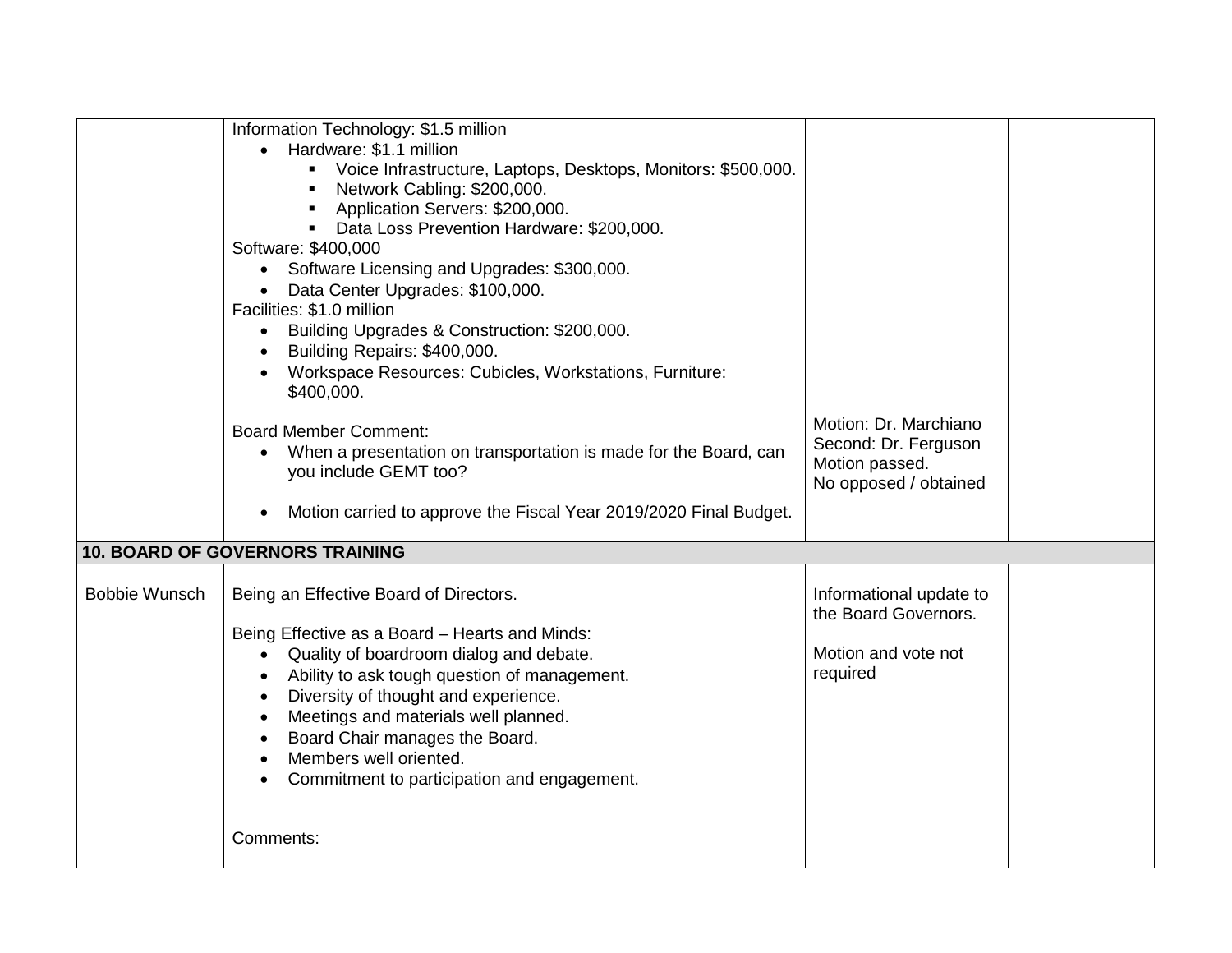| | | | |
|---|---|---|---|
| | Information Technology: $1.5 million<br>• Hardware: $1.1 million<br>  ▪ Voice Infrastructure, Laptops, Desktops, Monitors: $500,000.<br>  ▪ Network Cabling: $200,000.<br>  ▪ Application Servers: $200,000.<br>  ▪ Data Loss Prevention Hardware: $200,000.<br>Software: $400,000<br>• Software Licensing and Upgrades: $300,000.<br>• Data Center Upgrades: $100,000.<br>Facilities: $1.0 million<br>• Building Upgrades & Construction: $200,000.<br>• Building Repairs: $400,000.<br>• Workspace Resources: Cubicles, Workstations, Furniture: $400,000.<br><br>Board Member Comment:<br>• When a presentation on transportation is made for the Board, can you include GEMT too?<br><br>• Motion carried to approve the Fiscal Year 2019/2020 Final Budget. | Motion: Dr. Marchiano<br>Second: Dr. Ferguson<br>Motion passed.<br>No opposed / obtained | |
| **10. BOARD OF GOVERNORS TRAINING** | | | |
| Bobbie Wunsch | Being an Effective Board of Directors.<br><br>Being Effective as a Board – Hearts and Minds:<br>• Quality of boardroom dialog and debate.<br>• Ability to ask tough question of management.<br>• Diversity of thought and experience.<br>• Meetings and materials well planned.<br>• Board Chair manages the Board.<br>• Members well oriented.<br>• Commitment to participation and engagement.<br><br>Comments: | Informational update to the Board Governors.<br><br>Motion and vote not required | |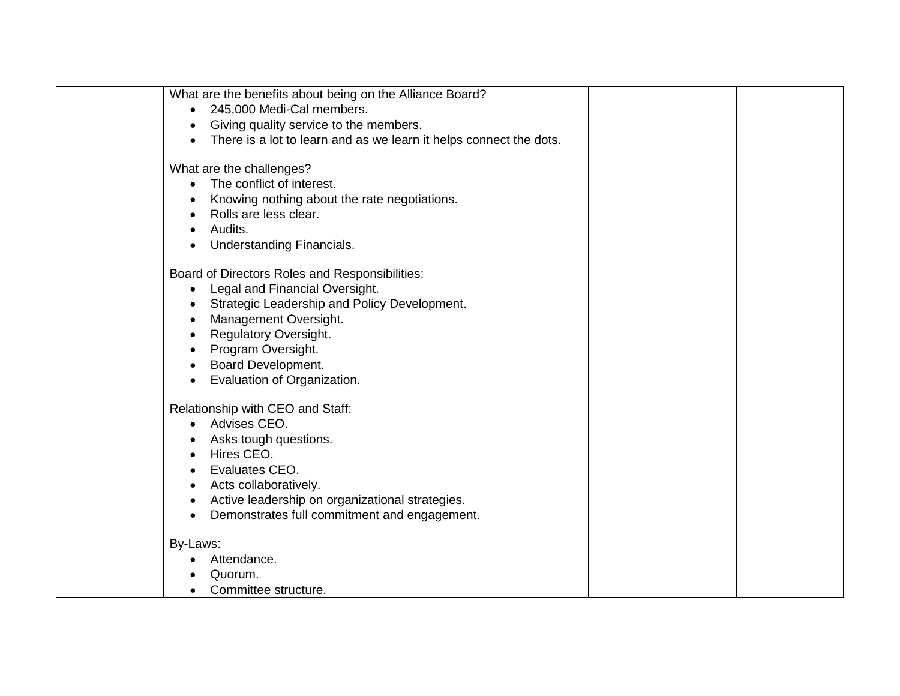| | What are the benefits about being on the Alliance Board?<br>• 245,000 Medi-Cal members.<br>• Giving quality service to the members.<br>• There is a lot to learn and as we learn it helps connect the dots.<br><br>What are the challenges?<br>• The conflict of interest.<br>• Knowing nothing about the rate negotiations.<br>• Rolls are less clear.<br>• Audits.<br>• Understanding Financials.<br><br>Board of Directors Roles and Responsibilities:<br>• Legal and Financial Oversight.<br>• Strategic Leadership and Policy Development.<br>• Management Oversight.<br>• Regulatory Oversight.<br>• Program Oversight.<br>• Board Development.<br>• Evaluation of Organization.<br><br>Relationship with CEO and Staff:<br>• Advises CEO.<br>• Asks tough questions.<br>• Hires CEO.<br>• Evaluates CEO.<br>• Acts collaboratively.<br>• Active leadership on organizational strategies.<br>• Demonstrates full commitment and engagement.<br><br>By-Laws:<br>• Attendance.<br>• Quorum.<br>• Committee structure. | | |
|---|---|---|---|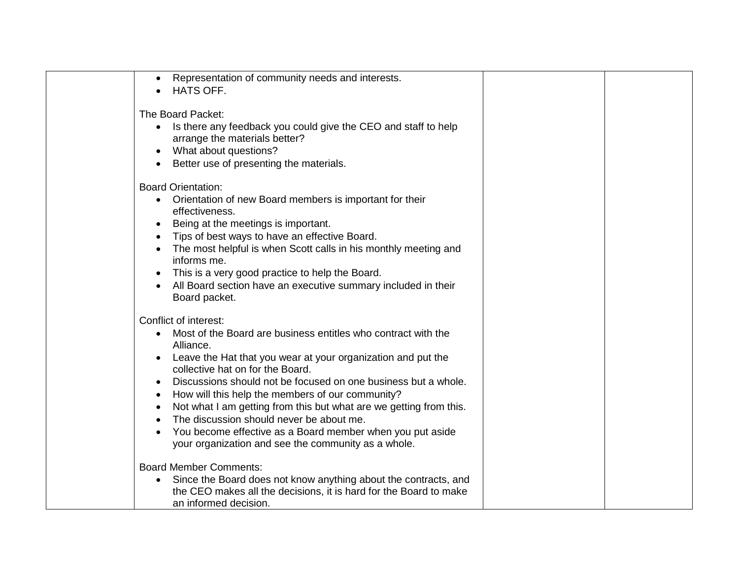| | | | |
|---|---|---|---|
| | • Representation of community needs and interests.<br>• HATS OFF.<br><br>The Board Packet:<br>• Is there any feedback you could give the CEO and staff to help arrange the materials better?<br>• What about questions?<br>• Better use of presenting the materials.<br><br>Board Orientation:<br>• Orientation of new Board members is important for their effectiveness.<br>• Being at the meetings is important.<br>• Tips of best ways to have an effective Board.<br>• The most helpful is when Scott calls in his monthly meeting and informs me.<br>• This is a very good practice to help the Board.<br>• All Board section have an executive summary included in their Board packet.<br><br>Conflict of interest:<br>• Most of the Board are business entitles who contract with the Alliance.<br>• Leave the Hat that you wear at your organization and put the collective hat on for the Board.<br>• Discussions should not be focused on one business but a whole.<br>• How will this help the members of our community?<br>• Not what I am getting from this but what are we getting from this.<br>• The discussion should never be about me.<br>• You become effective as a Board member when you put aside your organization and see the community as a whole.<br><br>Board Member Comments:<br>• Since the Board does not know anything about the contracts, and the CEO makes all the decisions, it is hard for the Board to make an informed decision. | | |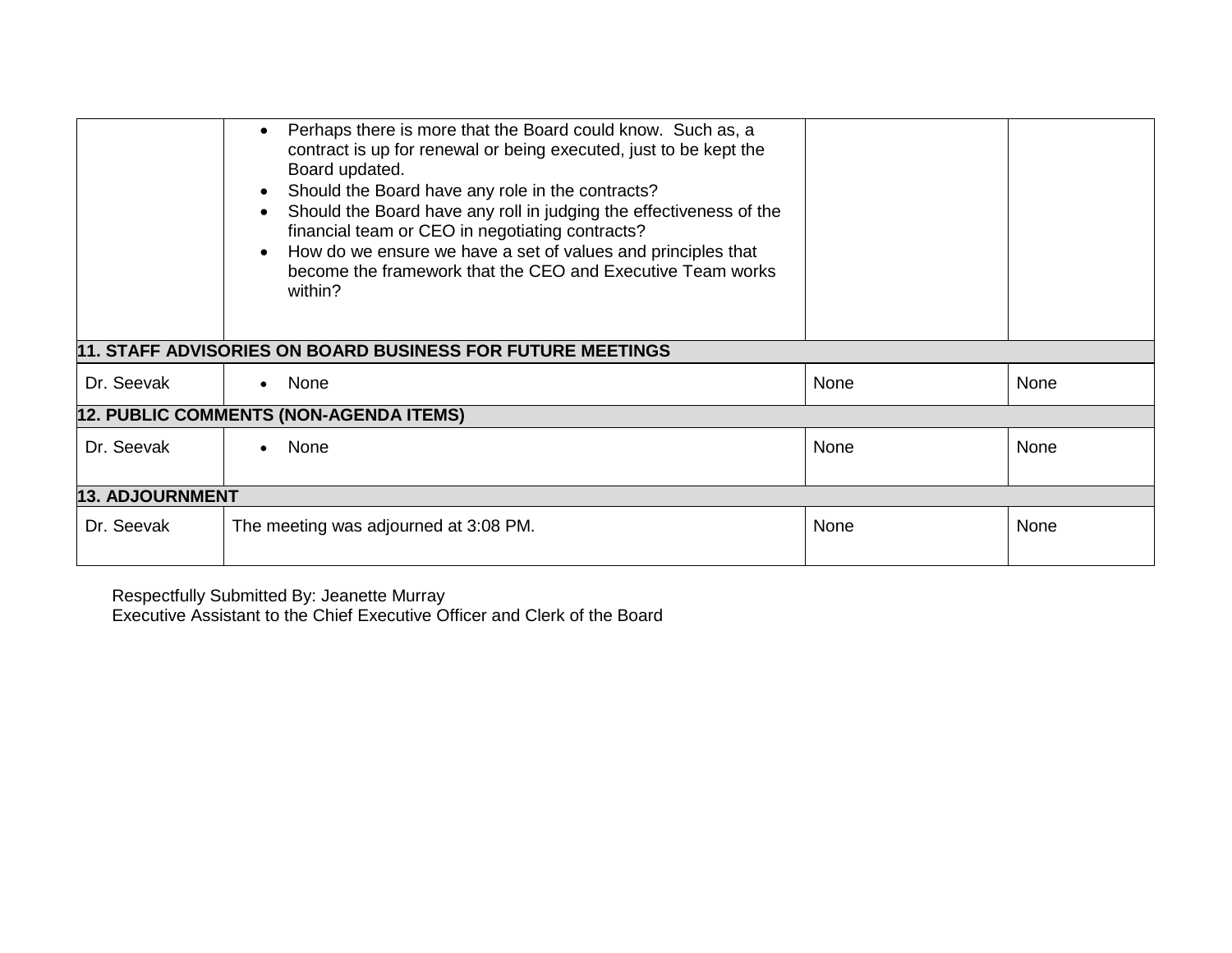| | | | |
|---|---|---|---|
| | • Perhaps there is more that the Board could know. Such as, a contract is up for renewal or being executed, just to be kept the Board updated.<br>• Should the Board have any role in the contracts?<br>• Should the Board have any roll in judging the effectiveness of the financial team or CEO in negotiating contracts?<br>• How do we ensure we have a set of values and principles that become the framework that the CEO and Executive Team works within? | | |
| **11. STAFF ADVISORIES ON BOARD BUSINESS FOR FUTURE MEETINGS** | | | |
| Dr. Seevak | • None | None | None |
| **12. PUBLIC COMMENTS (NON-AGENDA ITEMS)** | | | |
| Dr. Seevak | • None | None | None |
| **13. ADJOURNMENT** | | | |
| Dr. Seevak | The meeting was adjourned at 3:08 PM. | None | None |

Respectfully Submitted By: Jeanette Murray
Executive Assistant to the Chief Executive Officer and Clerk of the Board